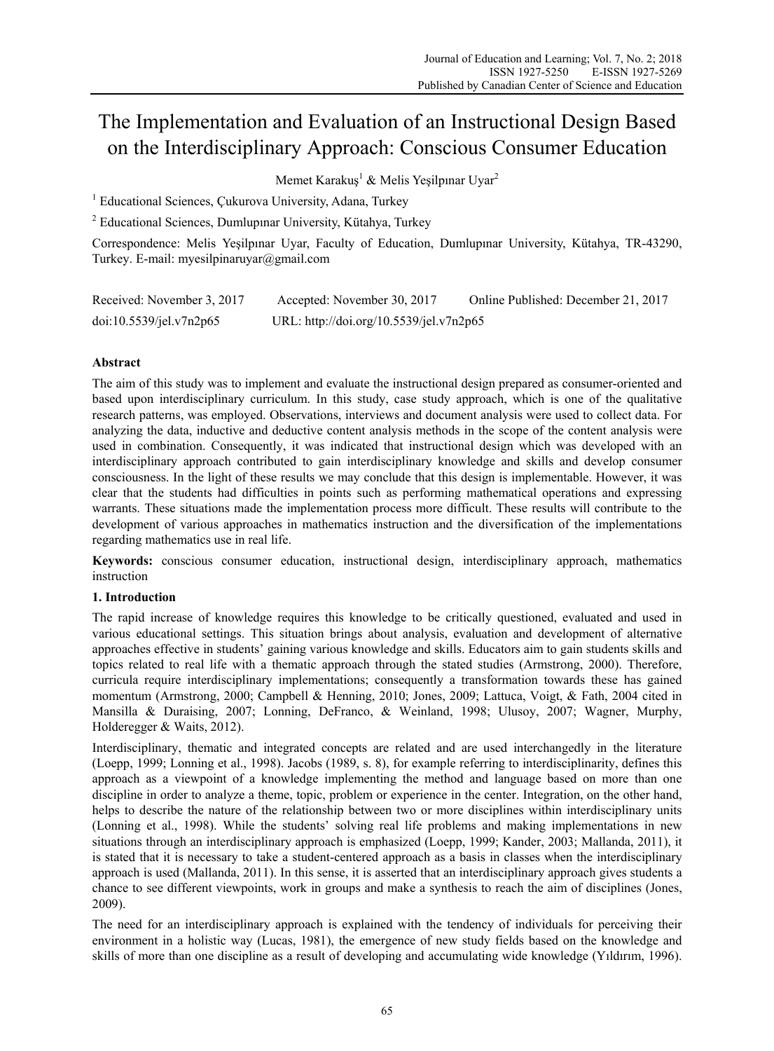# The Implementation and Evaluation of an Instructional Design Based on the Interdisciplinary Approach: Conscious Consumer Education

Memet Karakuş[1] & Melis Yeşilpınar Uyar[2]

[1] Educational Sciences, Çukurova University, Adana, Turkey

[2] Educational Sciences, Dumlupınar University, Kütahya, Turkey

Correspondence: Melis Yeşilpınar Uyar, Faculty of Education, Dumlupınar University, Kütahya, TR-43290, Turkey. E-mail: myesilpinaruyar@gmail.com

Received: November 3, 2017 Accepted: November 30, 2017 Online Published: December 21, 2017

doi:10.5539/jel.v7n2p65 URL: http://doi.org/10.5539/jel.v7n2p65

## Abstract

The aim of this study was to implement and evaluate the instructional design prepared as consumer-oriented and based upon interdisciplinary curriculum. In this study, case study approach, which is one of the qualitative research patterns, was employed. Observations, interviews and document analysis were used to collect data. For analyzing the data, inductive and deductive content analysis methods in the scope of the content analysis were used in combination. Consequently, it was indicated that instructional design which was developed with an interdisciplinary approach contributed to gain interdisciplinary knowledge and skills and develop consumer consciousness. In the light of these results we may conclude that this design is implementable. However, it was clear that the students had difficulties in points such as performing mathematical operations and expressing warrants. These situations made the implementation process more difficult. These results will contribute to the development of various approaches in mathematics instruction and the diversification of the implementations regarding mathematics use in real life.

**Keywords:** conscious consumer education, instructional design, interdisciplinary approach, mathematics instruction

## 1. Introduction

The rapid increase of knowledge requires this knowledge to be critically questioned, evaluated and used in various educational settings. This situation brings about analysis, evaluation and development of alternative approaches effective in students' gaining various knowledge and skills. Educators aim to gain students skills and topics related to real life with a thematic approach through the stated studies (Armstrong, 2000). Therefore, curricula require interdisciplinary implementations; consequently a transformation towards these has gained momentum (Armstrong, 2000; Campbell & Henning, 2010; Jones, 2009; Lattuca, Voigt, & Fath, 2004 cited in Mansilla & Duraising, 2007; Lonning, DeFranco, & Weinland, 1998; Ulusoy, 2007; Wagner, Murphy, Holderegger & Waits, 2012).

Interdisciplinary, thematic and integrated concepts are related and are used interchangedly in the literature (Loepp, 1999; Lonning et al., 1998). Jacobs (1989, s. 8), for example referring to interdisciplinarity, defines this approach as a viewpoint of a knowledge implementing the method and language based on more than one discipline in order to analyze a theme, topic, problem or experience in the center. Integration, on the other hand, helps to describe the nature of the relationship between two or more disciplines within interdisciplinary units (Lonning et al., 1998). While the students' solving real life problems and making implementations in new situations through an interdisciplinary approach is emphasized (Loepp, 1999; Kander, 2003; Mallanda, 2011), it is stated that it is necessary to take a student-centered approach as a basis in classes when the interdisciplinary approach is used (Mallanda, 2011). In this sense, it is asserted that an interdisciplinary approach gives students a chance to see different viewpoints, work in groups and make a synthesis to reach the aim of disciplines (Jones, 2009).

The need for an interdisciplinary approach is explained with the tendency of individuals for perceiving their environment in a holistic way (Lucas, 1981), the emergence of new study fields based on the knowledge and skills of more than one discipline as a result of developing and accumulating wide knowledge (Yıldırım, 1996).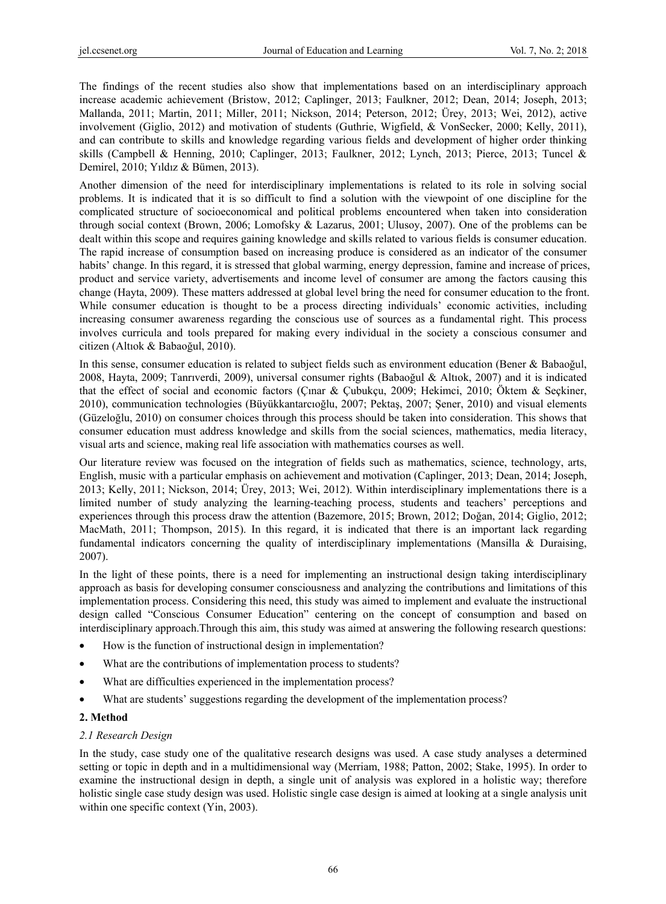The findings of the recent studies also show that implementations based on an interdisciplinary approach increase academic achievement (Bristow, 2012; Caplinger, 2013; Faulkner, 2012; Dean, 2014; Joseph, 2013; Mallanda, 2011; Martin, 2011; Miller, 2011; Nickson, 2014; Peterson, 2012; Ürey, 2013; Wei, 2012), active involvement (Giglio, 2012) and motivation of students (Guthrie, Wigfield, & VonSecker, 2000; Kelly, 2011), and can contribute to skills and knowledge regarding various fields and development of higher order thinking skills (Campbell & Henning, 2010; Caplinger, 2013; Faulkner, 2012; Lynch, 2013; Pierce, 2013; Tuncel & Demirel, 2010; Yıldız & Bümen, 2013).

Another dimension of the need for interdisciplinary implementations is related to its role in solving social problems. It is indicated that it is so difficult to find a solution with the viewpoint of one discipline for the complicated structure of socioeconomical and political problems encountered when taken into consideration through social context (Brown, 2006; Lomofsky & Lazarus, 2001; Ulusoy, 2007). One of the problems can be dealt within this scope and requires gaining knowledge and skills related to various fields is consumer education. The rapid increase of consumption based on increasing produce is considered as an indicator of the consumer habits' change. In this regard, it is stressed that global warming, energy depression, famine and increase of prices, product and service variety, advertisements and income level of consumer are among the factors causing this change (Hayta, 2009). These matters addressed at global level bring the need for consumer education to the front. While consumer education is thought to be a process directing individuals' economic activities, including increasing consumer awareness regarding the conscious use of sources as a fundamental right. This process involves curricula and tools prepared for making every individual in the society a conscious consumer and citizen (Altıok & Babaoğul, 2010).

In this sense, consumer education is related to subject fields such as environment education (Bener & Babaoğul, 2008, Hayta, 2009; Tanrıverdi, 2009), universal consumer rights (Babaoğul & Altıok, 2007) and it is indicated that the effect of social and economic factors (Çınar & Çubukçu, 2009; Hekimci, 2010; Öktem & Seçkiner, 2010), communication technologies (Büyükkantarcıoğlu, 2007; Pektaş, 2007; Şener, 2010) and visual elements (Güzeloğlu, 2010) on consumer choices through this process should be taken into consideration. This shows that consumer education must address knowledge and skills from the social sciences, mathematics, media literacy, visual arts and science, making real life association with mathematics courses as well.

Our literature review was focused on the integration of fields such as mathematics, science, technology, arts, English, music with a particular emphasis on achievement and motivation (Caplinger, 2013; Dean, 2014; Joseph, 2013; Kelly, 2011; Nickson, 2014; Ürey, 2013; Wei, 2012). Within interdisciplinary implementations there is a limited number of study analyzing the learning-teaching process, students and teachers' perceptions and experiences through this process draw the attention (Bazemore, 2015; Brown, 2012; Doğan, 2014; Giglio, 2012; MacMath, 2011; Thompson, 2015). In this regard, it is indicated that there is an important lack regarding fundamental indicators concerning the quality of interdisciplinary implementations (Mansilla & Duraising, 2007).

In the light of these points, there is a need for implementing an instructional design taking interdisciplinary approach as basis for developing consumer consciousness and analyzing the contributions and limitations of this implementation process. Considering this need, this study was aimed to implement and evaluate the instructional design called "Conscious Consumer Education" centering on the concept of consumption and based on interdisciplinary approach.Through this aim, this study was aimed at answering the following research questions:

- How is the function of instructional design in implementation?
- What are the contributions of implementation process to students?
- What are difficulties experienced in the implementation process?
- What are students' suggestions regarding the development of the implementation process?

## 2. Method

### *2.1 Research Design*

In the study, case study one of the qualitative research designs was used. A case study analyses a determined setting or topic in depth and in a multidimensional way (Merriam, 1988; Patton, 2002; Stake, 1995). In order to examine the instructional design in depth, a single unit of analysis was explored in a holistic way; therefore holistic single case study design was used. Holistic single case design is aimed at looking at a single analysis unit within one specific context (Yin, 2003).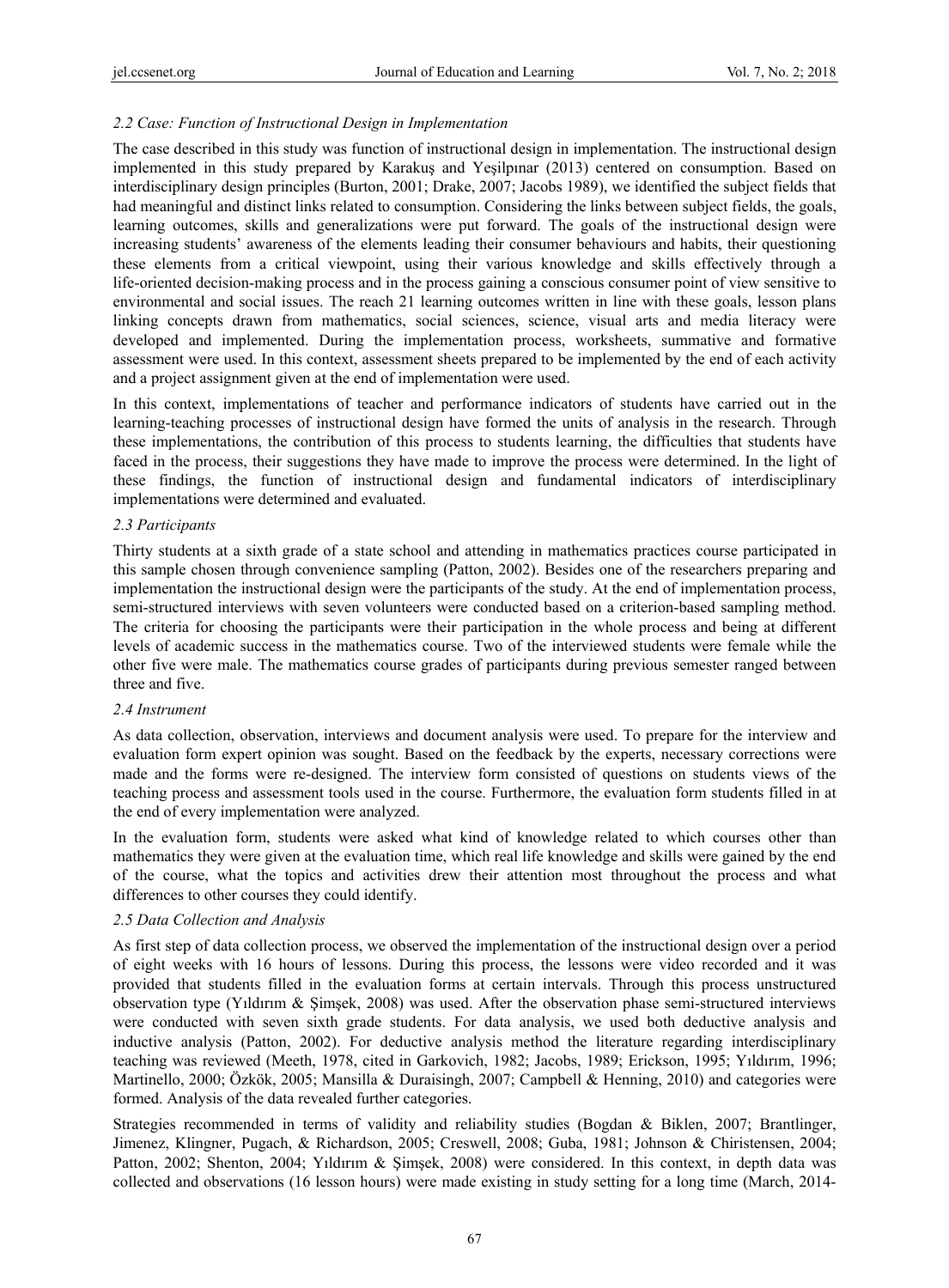### 2.2 Case: Function of Instructional Design in Implementation

The case described in this study was function of instructional design in implementation. The instructional design implemented in this study prepared by Karakuş and Yeşilpınar (2013) centered on consumption. Based on interdisciplinary design principles (Burton, 2001; Drake, 2007; Jacobs 1989), we identified the subject fields that had meaningful and distinct links related to consumption. Considering the links between subject fields, the goals, learning outcomes, skills and generalizations were put forward. The goals of the instructional design were increasing students' awareness of the elements leading their consumer behaviours and habits, their questioning these elements from a critical viewpoint, using their various knowledge and skills effectively through a life-oriented decision-making process and in the process gaining a conscious consumer point of view sensitive to environmental and social issues. The reach 21 learning outcomes written in line with these goals, lesson plans linking concepts drawn from mathematics, social sciences, science, visual arts and media literacy were developed and implemented. During the implementation process, worksheets, summative and formative assessment were used. In this context, assessment sheets prepared to be implemented by the end of each activity and a project assignment given at the end of implementation were used.

In this context, implementations of teacher and performance indicators of students have carried out in the learning-teaching processes of instructional design have formed the units of analysis in the research. Through these implementations, the contribution of this process to students learning, the difficulties that students have faced in the process, their suggestions they have made to improve the process were determined. In the light of these findings, the function of instructional design and fundamental indicators of interdisciplinary implementations were determined and evaluated.

### 2.3 Participants

Thirty students at a sixth grade of a state school and attending in mathematics practices course participated in this sample chosen through convenience sampling (Patton, 2002). Besides one of the researchers preparing and implementation the instructional design were the participants of the study. At the end of implementation process, semi-structured interviews with seven volunteers were conducted based on a criterion-based sampling method. The criteria for choosing the participants were their participation in the whole process and being at different levels of academic success in the mathematics course. Two of the interviewed students were female while the other five were male. The mathematics course grades of participants during previous semester ranged between three and five.

### 2.4 Instrument

As data collection, observation, interviews and document analysis were used. To prepare for the interview and evaluation form expert opinion was sought. Based on the feedback by the experts, necessary corrections were made and the forms were re-designed. The interview form consisted of questions on students views of the teaching process and assessment tools used in the course. Furthermore, the evaluation form students filled in at the end of every implementation were analyzed.

In the evaluation form, students were asked what kind of knowledge related to which courses other than mathematics they were given at the evaluation time, which real life knowledge and skills were gained by the end of the course, what the topics and activities drew their attention most throughout the process and what differences to other courses they could identify.

### 2.5 Data Collection and Analysis

As first step of data collection process, we observed the implementation of the instructional design over a period of eight weeks with 16 hours of lessons. During this process, the lessons were video recorded and it was provided that students filled in the evaluation forms at certain intervals. Through this process unstructured observation type (Yıldırım & Şimşek, 2008) was used. After the observation phase semi-structured interviews were conducted with seven sixth grade students. For data analysis, we used both deductive analysis and inductive analysis (Patton, 2002). For deductive analysis method the literature regarding interdisciplinary teaching was reviewed (Meeth, 1978, cited in Garkovich, 1982; Jacobs, 1989; Erickson, 1995; Yıldırım, 1996; Martinello, 2000; Özkök, 2005; Mansilla & Duraisingh, 2007; Campbell & Henning, 2010) and categories were formed. Analysis of the data revealed further categories.

Strategies recommended in terms of validity and reliability studies (Bogdan & Biklen, 2007; Brantlinger, Jimenez, Klingner, Pugach, & Richardson, 2005; Creswell, 2008; Guba, 1981; Johnson & Chiristensen, 2004; Patton, 2002; Shenton, 2004; Yıldırım & Şimşek, 2008) were considered. In this context, in depth data was collected and observations (16 lesson hours) were made existing in study setting for a long time (March, 2014-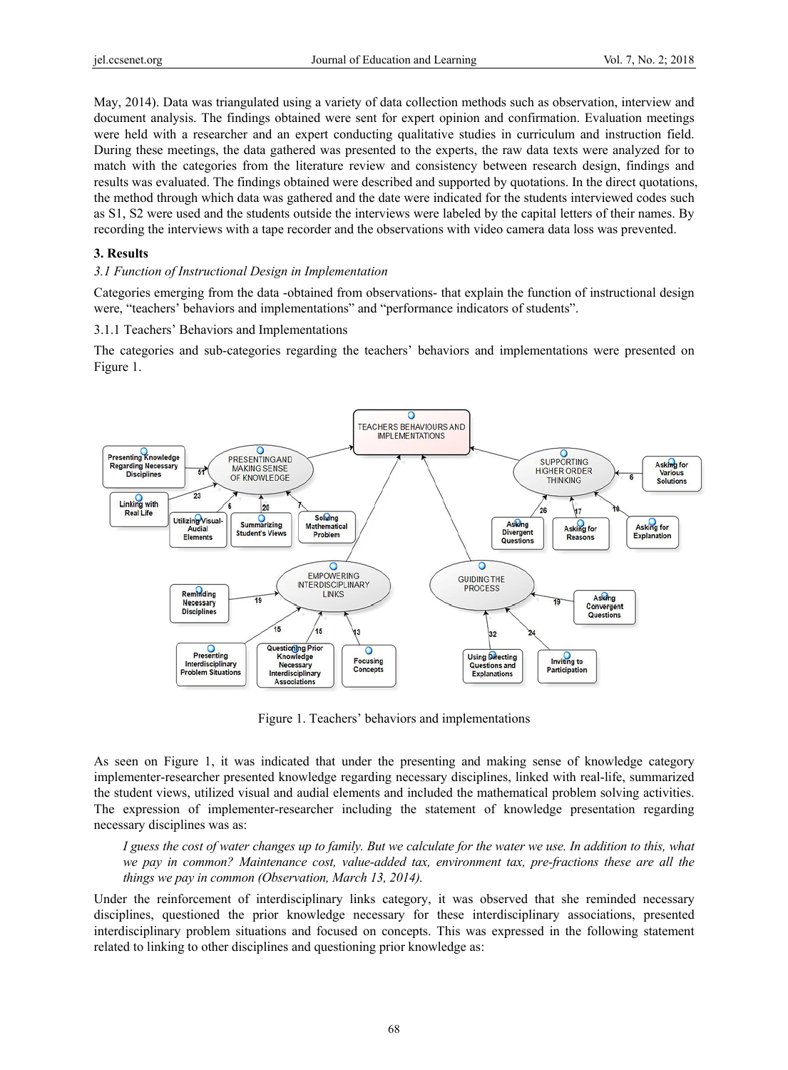May, 2014). Data was triangulated using a variety of data collection methods such as observation, interview and document analysis. The findings obtained were sent for expert opinion and confirmation. Evaluation meetings were held with a researcher and an expert conducting qualitative studies in curriculum and instruction field. During these meetings, the data gathered was presented to the experts, the raw data texts were analyzed for to match with the categories from the literature review and consistency between research design, findings and results was evaluated. The findings obtained were described and supported by quotations. In the direct quotations, the method through which data was gathered and the date were indicated for the students interviewed codes such as S1, S2 were used and the students outside the interviews were labeled by the capital letters of their names. By recording the interviews with a tape recorder and the observations with video camera data loss was prevented.

## 3. Results

### *3.1 Function of Instructional Design in Implementation*

Categories emerging from the data -obtained from observations- that explain the function of instructional design were, "teachers' behaviors and implementations" and "performance indicators of students".

#### 3.1.1 Teachers' Behaviors and Implementations

The categories and sub-categories regarding the teachers' behaviors and implementations were presented on Figure 1.

Figure 1. Teachers' behaviors and implementations

As seen on Figure 1, it was indicated that under the presenting and making sense of knowledge category implementer-researcher presented knowledge regarding necessary disciplines, linked with real-life, summarized the student views, utilized visual and audial elements and included the mathematical problem solving activities. The expression of implementer-researcher including the statement of knowledge presentation regarding necessary disciplines was as:

> *I guess the cost of water changes up to family. But we calculate for the water we use. In addition to this, what we pay in common? Maintenance cost, value-added tax, environment tax, pre-fractions these are all the things we pay in common (Observation, March 13, 2014).*

Under the reinforcement of interdisciplinary links category, it was observed that she reminded necessary disciplines, questioned the prior knowledge necessary for these interdisciplinary associations, presented interdisciplinary problem situations and focused on concepts. This was expressed in the following statement related to linking to other disciplines and questioning prior knowledge as: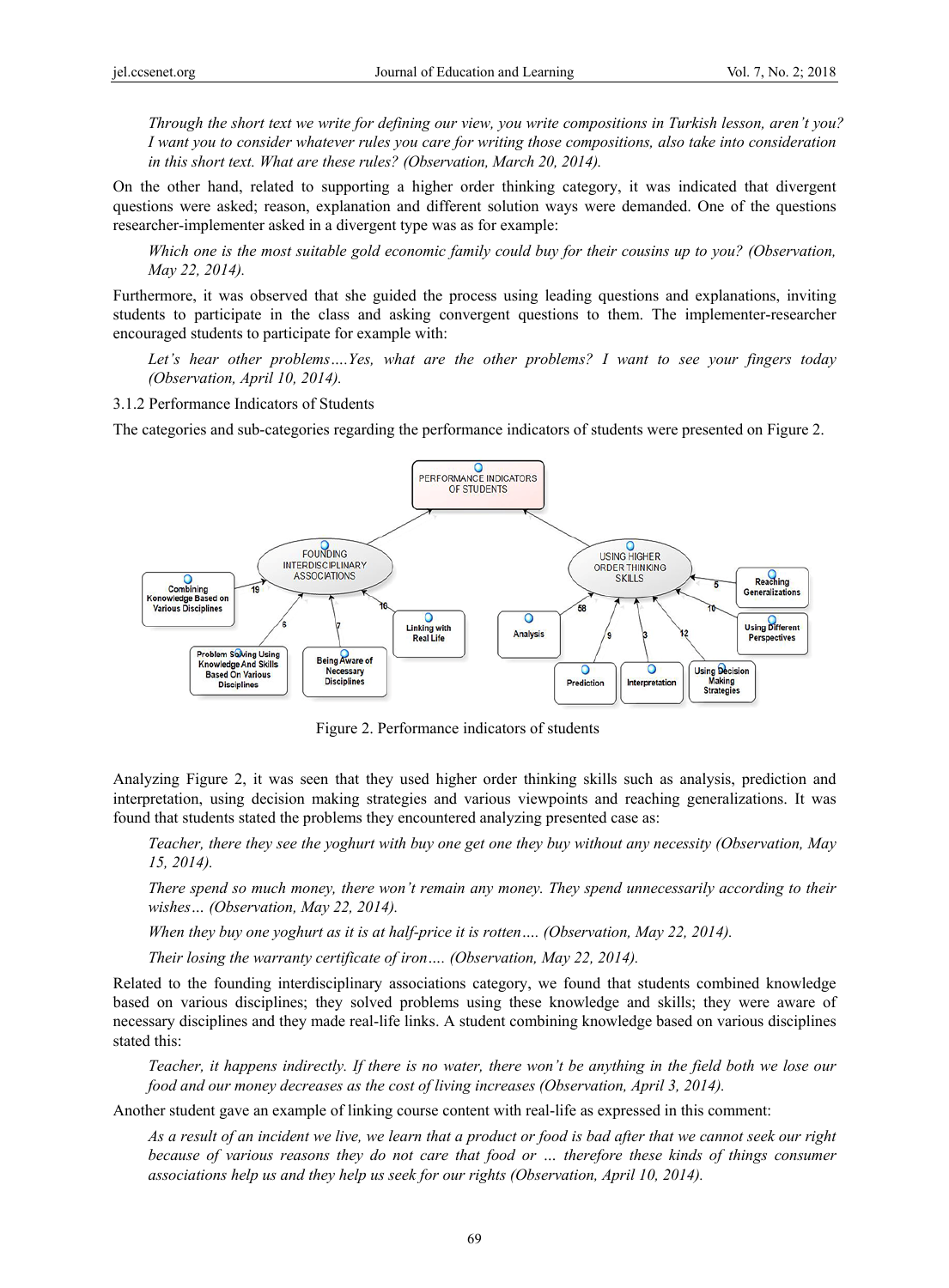*Through the short text we write for defining our view, you write compositions in Turkish lesson, aren't you? I want you to consider whatever rules you care for writing those compositions, also take into consideration in this short text. What are these rules? (Observation, March 20, 2014).*

On the other hand, related to supporting a higher order thinking category, it was indicated that divergent questions were asked; reason, explanation and different solution ways were demanded. One of the questions researcher-implementer asked in a divergent type was as for example:

*Which one is the most suitable gold economic family could buy for their cousins up to you? (Observation, May 22, 2014).*

Furthermore, it was observed that she guided the process using leading questions and explanations, inviting students to participate in the class and asking convergent questions to them. The implementer-researcher encouraged students to participate for example with:

*Let's hear other problems….Yes, what are the other problems? I want to see your fingers today (Observation, April 10, 2014).*

3.1.2 Performance Indicators of Students

The categories and sub-categories regarding the performance indicators of students were presented on Figure 2.

Figure 2. Performance indicators of students

Analyzing Figure 2, it was seen that they used higher order thinking skills such as analysis, prediction and interpretation, using decision making strategies and various viewpoints and reaching generalizations. It was found that students stated the problems they encountered analyzing presented case as:

*Teacher, there they see the yoghurt with buy one get one they buy without any necessity (Observation, May 15, 2014).*

*There spend so much money, there won't remain any money. They spend unnecessarily according to their wishes… (Observation, May 22, 2014).*

*When they buy one yoghurt as it is at half-price it is rotten…. (Observation, May 22, 2014).*

*Their losing the warranty certificate of iron…. (Observation, May 22, 2014).*

Related to the founding interdisciplinary associations category, we found that students combined knowledge based on various disciplines; they solved problems using these knowledge and skills; they were aware of necessary disciplines and they made real-life links. A student combining knowledge based on various disciplines stated this:

*Teacher, it happens indirectly. If there is no water, there won't be anything in the field both we lose our food and our money decreases as the cost of living increases (Observation, April 3, 2014).*

Another student gave an example of linking course content with real-life as expressed in this comment:

*As a result of an incident we live, we learn that a product or food is bad after that we cannot seek our right because of various reasons they do not care that food or … therefore these kinds of things consumer associations help us and they help us seek for our rights (Observation, April 10, 2014).*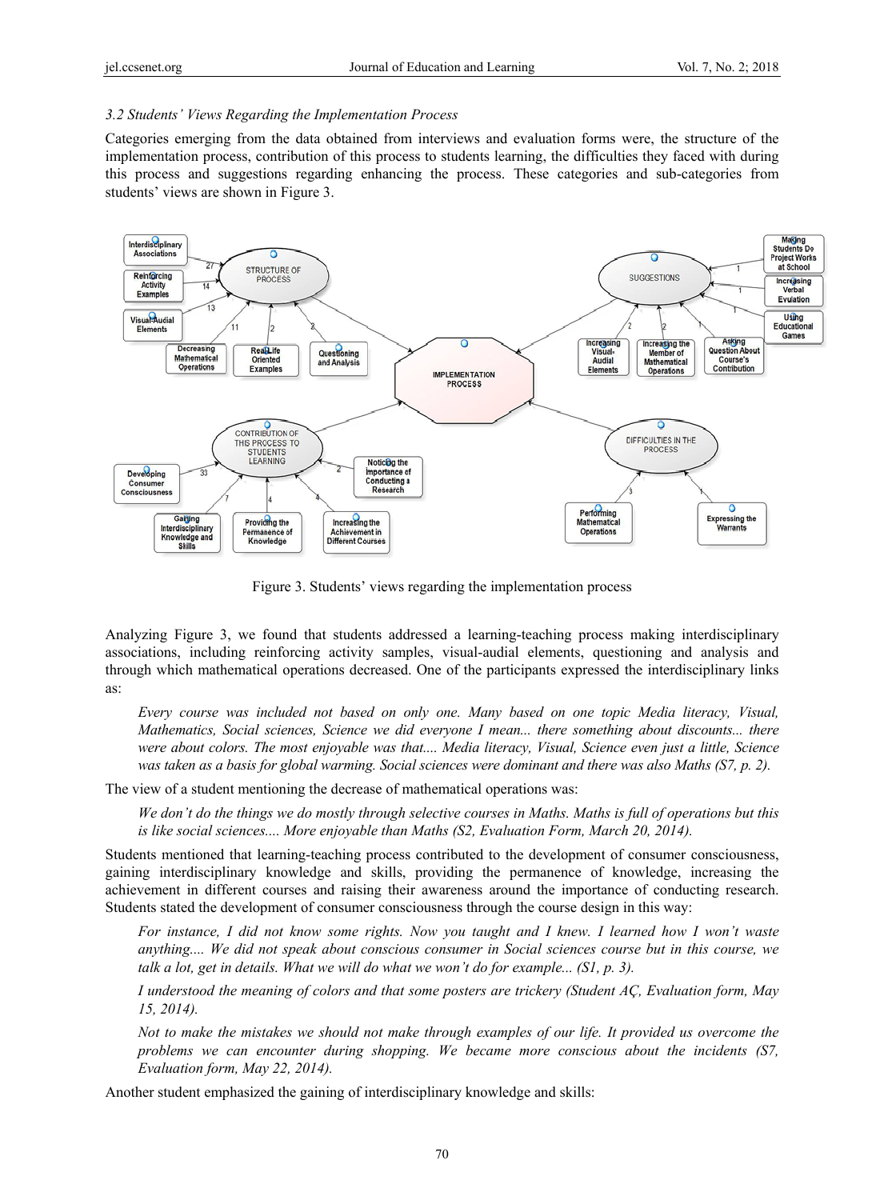### 3.2 Students' Views Regarding the Implementation Process

Categories emerging from the data obtained from interviews and evaluation forms were, the structure of the implementation process, contribution of this process to students learning, the difficulties they faced with during this process and suggestions regarding enhancing the process. These categories and sub-categories from students' views are shown in Figure 3.

Figure 3. Students' views regarding the implementation process

Analyzing Figure 3, we found that students addressed a learning-teaching process making interdisciplinary associations, including reinforcing activity samples, visual-audial elements, questioning and analysis and through which mathematical operations decreased. One of the participants expressed the interdisciplinary links as:

> *Every course was included not based on only one. Many based on one topic Media literacy, Visual, Mathematics, Social sciences, Science we did everyone I mean... there something about discounts... there were about colors. The most enjoyable was that.... Media literacy, Visual, Science even just a little, Science was taken as a basis for global warming. Social sciences were dominant and there was also Maths (S7, p. 2).*

The view of a student mentioning the decrease of mathematical operations was:

> *We don't do the things we do mostly through selective courses in Maths. Maths is full of operations but this is like social sciences.... More enjoyable than Maths (S2, Evaluation Form, March 20, 2014).*

Students mentioned that learning-teaching process contributed to the development of consumer consciousness, gaining interdisciplinary knowledge and skills, providing the permanence of knowledge, increasing the achievement in different courses and raising their awareness around the importance of conducting research. Students stated the development of consumer consciousness through the course design in this way:

> *For instance, I did not know some rights. Now you taught and I knew. I learned how I won't waste anything.... We did not speak about conscious consumer in Social sciences course but in this course, we talk a lot, get in details. What we will do what we won't do for example... (S1, p. 3).*
>
> *I understood the meaning of colors and that some posters are trickery (Student AÇ, Evaluation form, May 15, 2014).*
>
> *Not to make the mistakes we should not make through examples of our life. It provided us overcome the problems we can encounter during shopping. We became more conscious about the incidents (S7, Evaluation form, May 22, 2014).*

Another student emphasized the gaining of interdisciplinary knowledge and skills: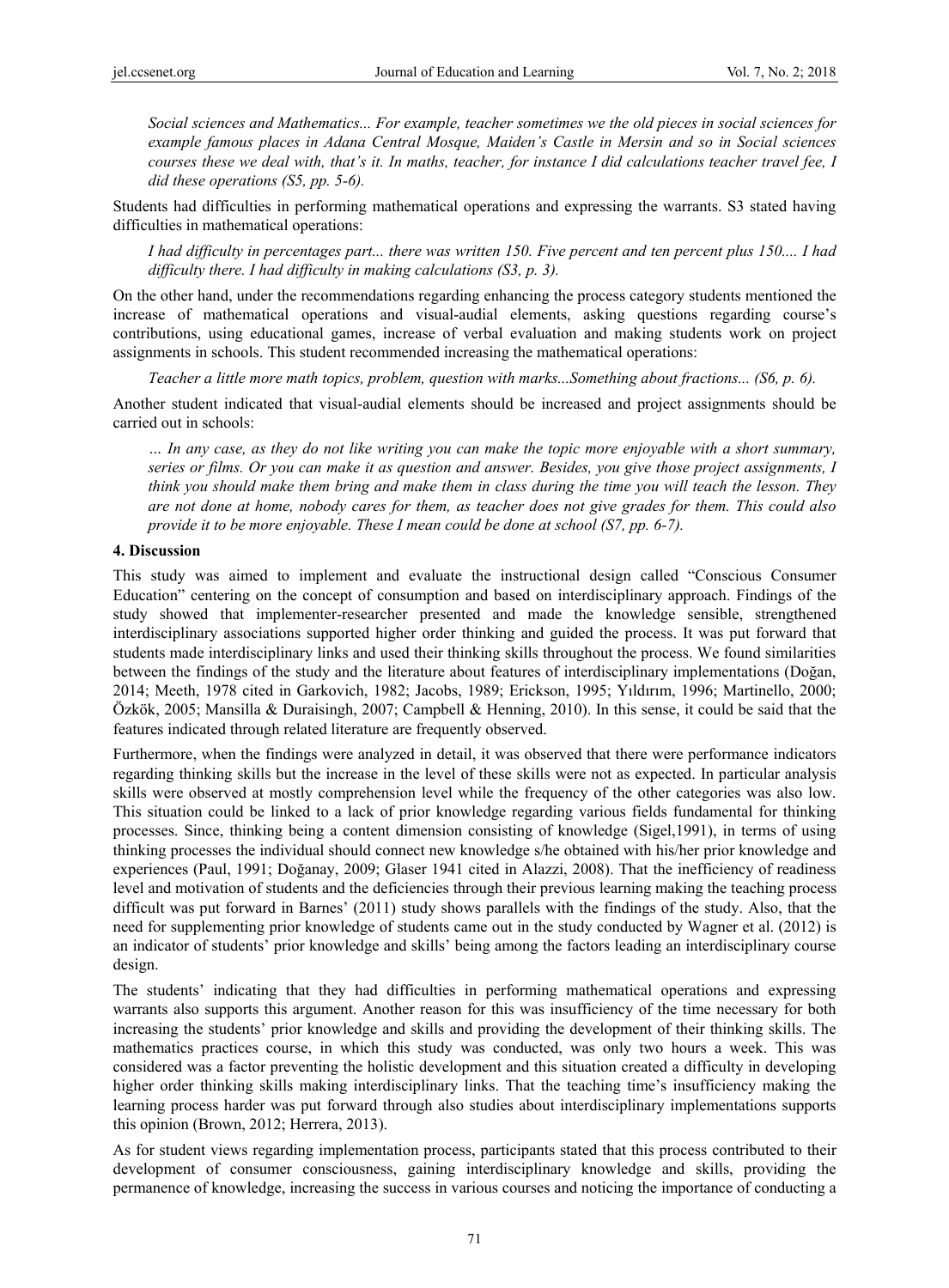> *Social sciences and Mathematics... For example, teacher sometimes we the old pieces in social sciences for example famous places in Adana Central Mosque, Maiden's Castle in Mersin and so in Social sciences courses these we deal with, that's it. In maths, teacher, for instance I did calculations teacher travel fee, I did these operations (S5, pp. 5-6).*

Students had difficulties in performing mathematical operations and expressing the warrants. S3 stated having difficulties in mathematical operations:

> *I had difficulty in percentages part... there was written 150. Five percent and ten percent plus 150.... I had difficulty there. I had difficulty in making calculations (S3, p. 3).*

On the other hand, under the recommendations regarding enhancing the process category students mentioned the increase of mathematical operations and visual-audial elements, asking questions regarding course's contributions, using educational games, increase of verbal evaluation and making students work on project assignments in schools. This student recommended increasing the mathematical operations:

> *Teacher a little more math topics, problem, question with marks...Something about fractions... (S6, p. 6).*

Another student indicated that visual-audial elements should be increased and project assignments should be carried out in schools:

> *... In any case, as they do not like writing you can make the topic more enjoyable with a short summary, series or films. Or you can make it as question and answer. Besides, you give those project assignments, I think you should make them bring and make them in class during the time you will teach the lesson. They are not done at home, nobody cares for them, as teacher does not give grades for them. This could also provide it to be more enjoyable. These I mean could be done at school (S7, pp. 6-7).*

## 4. Discussion

This study was aimed to implement and evaluate the instructional design called "Conscious Consumer Education" centering on the concept of consumption and based on interdisciplinary approach. Findings of the study showed that implementer-researcher presented and made the knowledge sensible, strengthened interdisciplinary associations supported higher order thinking and guided the process. It was put forward that students made interdisciplinary links and used their thinking skills throughout the process. We found similarities between the findings of the study and the literature about features of interdisciplinary implementations (Doğan, 2014; Meeth, 1978 cited in Garkovich, 1982; Jacobs, 1989; Erickson, 1995; Yıldırım, 1996; Martinello, 2000; Özkök, 2005; Mansilla & Duraisingh, 2007; Campbell & Henning, 2010). In this sense, it could be said that the features indicated through related literature are frequently observed.

Furthermore, when the findings were analyzed in detail, it was observed that there were performance indicators regarding thinking skills but the increase in the level of these skills were not as expected. In particular analysis skills were observed at mostly comprehension level while the frequency of the other categories was also low. This situation could be linked to a lack of prior knowledge regarding various fields fundamental for thinking processes. Since, thinking being a content dimension consisting of knowledge (Sigel,1991), in terms of using thinking processes the individual should connect new knowledge s/he obtained with his/her prior knowledge and experiences (Paul, 1991; Doğanay, 2009; Glaser 1941 cited in Alazzi, 2008). That the inefficiency of readiness level and motivation of students and the deficiencies through their previous learning making the teaching process difficult was put forward in Barnes' (2011) study shows parallels with the findings of the study. Also, that the need for supplementing prior knowledge of students came out in the study conducted by Wagner et al. (2012) is an indicator of students' prior knowledge and skills' being among the factors leading an interdisciplinary course design.

The students' indicating that they had difficulties in performing mathematical operations and expressing warrants also supports this argument. Another reason for this was insufficiency of the time necessary for both increasing the students' prior knowledge and skills and providing the development of their thinking skills. The mathematics practices course, in which this study was conducted, was only two hours a week. This was considered was a factor preventing the holistic development and this situation created a difficulty in developing higher order thinking skills making interdisciplinary links. That the teaching time's insufficiency making the learning process harder was put forward through also studies about interdisciplinary implementations supports this opinion (Brown, 2012; Herrera, 2013).

As for student views regarding implementation process, participants stated that this process contributed to their development of consumer consciousness, gaining interdisciplinary knowledge and skills, providing the permanence of knowledge, increasing the success in various courses and noticing the importance of conducting a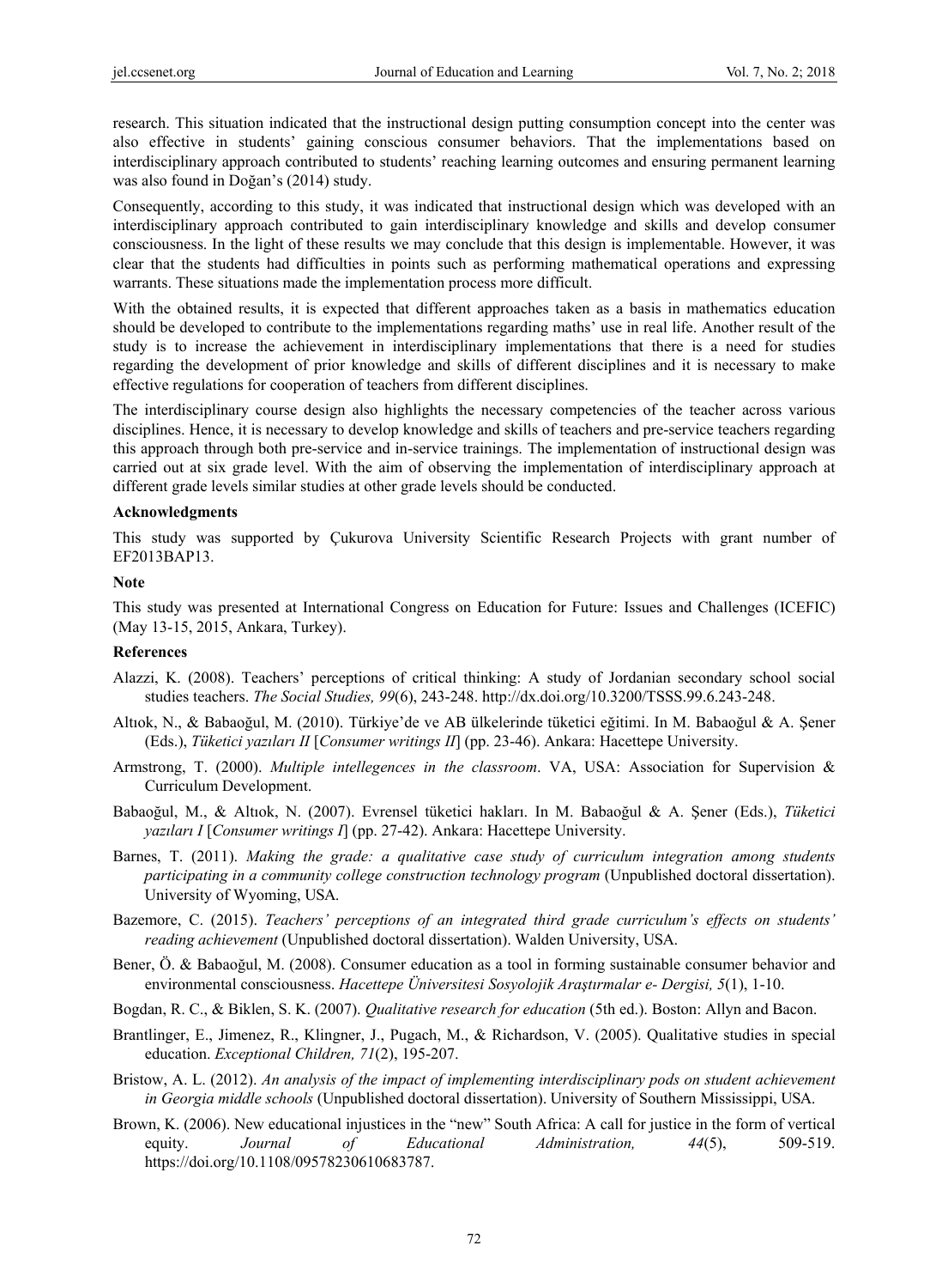research. This situation indicated that the instructional design putting consumption concept into the center was also effective in students' gaining conscious consumer behaviors. That the implementations based on interdisciplinary approach contributed to students' reaching learning outcomes and ensuring permanent learning was also found in Doğan's (2014) study.

Consequently, according to this study, it was indicated that instructional design which was developed with an interdisciplinary approach contributed to gain interdisciplinary knowledge and skills and develop consumer consciousness. In the light of these results we may conclude that this design is implementable. However, it was clear that the students had difficulties in points such as performing mathematical operations and expressing warrants. These situations made the implementation process more difficult.

With the obtained results, it is expected that different approaches taken as a basis in mathematics education should be developed to contribute to the implementations regarding maths' use in real life. Another result of the study is to increase the achievement in interdisciplinary implementations that there is a need for studies regarding the development of prior knowledge and skills of different disciplines and it is necessary to make effective regulations for cooperation of teachers from different disciplines.

The interdisciplinary course design also highlights the necessary competencies of the teacher across various disciplines. Hence, it is necessary to develop knowledge and skills of teachers and pre-service teachers regarding this approach through both pre-service and in-service trainings. The implementation of instructional design was carried out at six grade level. With the aim of observing the implementation of interdisciplinary approach at different grade levels similar studies at other grade levels should be conducted.

### Acknowledgments

This study was supported by Çukurova University Scientific Research Projects with grant number of EF2013BAP13.

### Note

This study was presented at International Congress on Education for Future: Issues and Challenges (ICEFIC) (May 13-15, 2015, Ankara, Turkey).

### References

Alazzi, K. (2008). Teachers' perceptions of critical thinking: A study of Jordanian secondary school social studies teachers. *The Social Studies, 99*(6), 243-248. http://dx.doi.org/10.3200/TSSS.99.6.243-248.

Altıok, N., & Babaoğul, M. (2010). Türkiye'de ve AB ülkelerinde tüketici eğitimi. In M. Babaoğul & A. Şener (Eds.), *Tüketici yazıları II* [*Consumer writings II*] (pp. 23-46). Ankara: Hacettepe University.

Armstrong, T. (2000). *Multiple intellegences in the classroom*. VA, USA: Association for Supervision & Curriculum Development.

Babaoğul, M., & Altıok, N. (2007). Evrensel tüketici hakları. In M. Babaoğul & A. Şener (Eds.), *Tüketici yazıları I* [*Consumer writings I*] (pp. 27-42). Ankara: Hacettepe University.

Barnes, T. (2011). *Making the grade: a qualitative case study of curriculum integration among students participating in a community college construction technology program* (Unpublished doctoral dissertation). University of Wyoming, USA.

Bazemore, C. (2015). *Teachers' perceptions of an integrated third grade curriculum's effects on students' reading achievement* (Unpublished doctoral dissertation). Walden University, USA.

Bener, Ö. & Babaoğul, M. (2008). Consumer education as a tool in forming sustainable consumer behavior and environmental consciousness. *Hacettepe Üniversitesi Sosyolojik Araştırmalar e- Dergisi, 5*(1), 1-10.

Bogdan, R. C., & Biklen, S. K. (2007). *Qualitative research for education* (5th ed.). Boston: Allyn and Bacon.

Brantlinger, E., Jimenez, R., Klingner, J., Pugach, M., & Richardson, V. (2005). Qualitative studies in special education. *Exceptional Children, 71*(2), 195-207.

Bristow, A. L. (2012). *An analysis of the impact of implementing interdisciplinary pods on student achievement in Georgia middle schools* (Unpublished doctoral dissertation). University of Southern Mississippi, USA.

Brown, K. (2006). New educational injustices in the "new" South Africa: A call for justice in the form of vertical equity. *Journal of Educational Administration, 44*(5), 509-519. https://doi.org/10.1108/09578230610683787.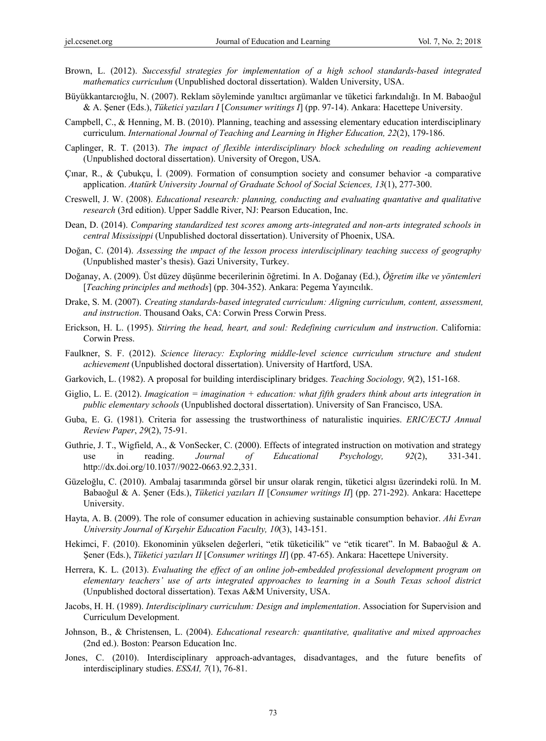Brown, L. (2012). *Successful strategies for implementation of a high school standards-based integrated mathematics curriculum* (Unpublished doctoral dissertation). Walden University, USA.

Büyükkantarcıoğlu, N. (2007). Reklam söyleminde yanıltıcı argümanlar ve tüketici farkındalığı. In M. Babaoğul & A. Şener (Eds.), *Tüketici yazıları I* [*Consumer writings I*] (pp. 97-14). Ankara: Hacettepe University.

Campbell, C., & Henning, M. B. (2010). Planning, teaching and assessing elementary education interdisciplinary curriculum. *International Journal of Teaching and Learning in Higher Education, 22*(2), 179-186.

Caplinger, R. T. (2013). *The impact of flexible interdisciplinary block scheduling on reading achievement* (Unpublished doctoral dissertation). University of Oregon, USA.

Çınar, R., & Çubukçu, İ. (2009). Formation of consumption society and consumer behavior -a comparative application. *Atatürk University Journal of Graduate School of Social Sciences, 13*(1), 277-300.

Creswell, J. W. (2008). *Educational research: planning, conducting and evaluating quantative and qualitative research* (3rd edition). Upper Saddle River, NJ: Pearson Education, Inc.

Dean, D. (2014). *Comparing standardized test scores among arts-integrated and non-arts integrated schools in central Mississippi* (Unpublished doctoral dissertation). University of Phoenix, USA.

Doğan, C. (2014). *Assessing the ımpact of the lesson process interdisciplinary teaching success of geography* (Unpublished master's thesis). Gazi University, Turkey.

Doğanay, A. (2009). Üst düzey düşünme becerilerinin öğretimi. In A. Doğanay (Ed.), *Öğretim ilke ve yöntemleri* [*Teaching principles and methods*] (pp. 304-352). Ankara: Pegema Yayıncılık.

Drake, S. M. (2007). *Creating standards-based integrated curriculum: Aligning curriculum, content, assessment, and instruction*. Thousand Oaks, CA: Corwin Press Corwin Press.

Erickson, H. L. (1995). *Stirring the head, heart, and soul: Redefining curriculum and instruction*. California: Corwin Press.

Faulkner, S. F. (2012). *Science literacy: Exploring middle-level science curriculum structure and student achievement* (Unpublished doctoral dissertation). University of Hartford, USA.

Garkovich, L. (1982). A proposal for building interdisciplinary bridges. *Teaching Sociology, 9*(2), 151-168.

Giglio, L. E. (2012). *Imagication = imagination + education: what fifth graders think about arts integration in public elementary schools* (Unpublished doctoral dissertation). University of San Francisco, USA.

Guba, E. G. (1981). Criteria for assessing the trustworthiness of naturalistic inquiries. *ERIC/ECTJ Annual Review Paper*, *29*(2), 75-91.

Guthrie, J. T., Wigfield, A., & VonSecker, C. (2000). Effects of integrated instruction on motivation and strategy use in reading. *Journal of Educational Psychology, 92*(2), 331-341. http://dx.doi.org/10.1037//9022-0663.92.2,331.

Güzeloğlu, C. (2010). Ambalaj tasarımında görsel bir unsur olarak rengin, tüketici algısı üzerindeki rolü. In M. Babaoğul & A. Şener (Eds.), *Tüketici yazıları II* [*Consumer writings II*] (pp. 271-292). Ankara: Hacettepe University.

Hayta, A. B. (2009). The role of consumer education in achieving sustainable consumption behavior. *Ahi Evran University Journal of Kırşehir Education Faculty, 10*(3), 143-151.

Hekimci, F. (2010). Ekonominin yükselen değerleri, "etik tüketicilik" ve "etik ticaret". In M. Babaoğul & A. Şener (Eds.), *Tüketici yazıları II* [*Consumer writings II*] (pp. 47-65). Ankara: Hacettepe University.

Herrera, K. L. (2013). *Evaluating the effect of an online job-embedded professional development program on elementary teachers' use of arts integrated approaches to learning in a South Texas school district* (Unpublished doctoral dissertation). Texas A&M University, USA.

Jacobs, H. H. (1989). *Interdisciplinary curriculum: Design and implementation*. Association for Supervision and Curriculum Development.

Johnson, B., & Christensen, L. (2004). *Educational research: quantitative, qualitative and mixed approaches* (2nd ed.). Boston: Pearson Education Inc.

Jones, C. (2010). Interdisciplinary approach-advantages, disadvantages, and the future benefits of interdisciplinary studies. *ESSAI, 7*(1), 76-81.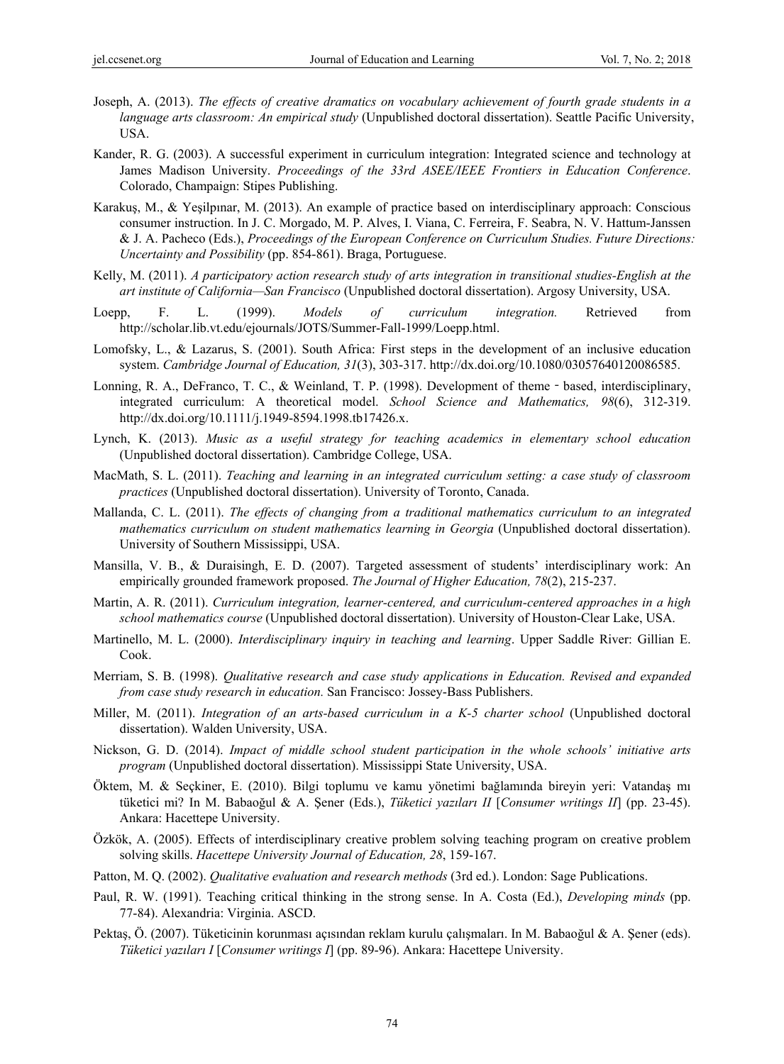Joseph, A. (2013). *The effects of creative dramatics on vocabulary achievement of fourth grade students in a language arts classroom: An empirical study* (Unpublished doctoral dissertation). Seattle Pacific University, USA.

Kander, R. G. (2003). A successful experiment in curriculum integration: Integrated science and technology at James Madison University. *Proceedings of the 33rd ASEE/IEEE Frontiers in Education Conference*. Colorado, Champaign: Stipes Publishing.

Karakuş, M., & Yeşilpınar, M. (2013). An example of practice based on interdisciplinary approach: Conscious consumer instruction. In J. C. Morgado, M. P. Alves, I. Viana, C. Ferreira, F. Seabra, N. V. Hattum-Janssen & J. A. Pacheco (Eds.), *Proceedings of the European Conference on Curriculum Studies. Future Directions: Uncertainty and Possibility* (pp. 854-861). Braga, Portuguese.

Kelly, M. (2011). *A participatory action research study of arts integration in transitional studies-English at the art institute of California—San Francisco* (Unpublished doctoral dissertation). Argosy University, USA.

Loepp, F. L. (1999). *Models of curriculum integration.* Retrieved from http://scholar.lib.vt.edu/ejournals/JOTS/Summer-Fall-1999/Loepp.html.

Lomofsky, L., & Lazarus, S. (2001). South Africa: First steps in the development of an inclusive education system. *Cambridge Journal of Education, 31*(3), 303-317. http://dx.doi.org/10.1080/03057640120086585.

Lonning, R. A., DeFranco, T. C., & Weinland, T. P. (1998). Development of theme‐based, interdisciplinary, integrated curriculum: A theoretical model. *School Science and Mathematics, 98*(6), 312-319. http://dx.doi.org/10.1111/j.1949-8594.1998.tb17426.x.

Lynch, K. (2013). *Music as a useful strategy for teaching academics in elementary school education* (Unpublished doctoral dissertation). Cambridge College, USA.

MacMath, S. L. (2011). *Teaching and learning in an integrated curriculum setting: a case study of classroom practices* (Unpublished doctoral dissertation). University of Toronto, Canada.

Mallanda, C. L. (2011). *The effects of changing from a traditional mathematics curriculum to an integrated mathematics curriculum on student mathematics learning in Georgia* (Unpublished doctoral dissertation). University of Southern Mississippi, USA.

Mansilla, V. B., & Duraisingh, E. D. (2007). Targeted assessment of students' interdisciplinary work: An empirically grounded framework proposed. *The Journal of Higher Education, 78*(2), 215-237.

Martin, A. R. (2011). *Curriculum integration, learner-centered, and curriculum-centered approaches in a high school mathematics course* (Unpublished doctoral dissertation). University of Houston-Clear Lake, USA.

Martinello, M. L. (2000). *Interdisciplinary inquiry in teaching and learning*. Upper Saddle River: Gillian E. Cook.

Merriam, S. B. (1998). *Qualitative research and case study applications in Education. Revised and expanded from case study research in education.* San Francisco: Jossey-Bass Publishers.

Miller, M. (2011). *Integration of an arts-based curriculum in a K-5 charter school* (Unpublished doctoral dissertation). Walden University, USA.

Nickson, G. D. (2014). *Impact of middle school student participation in the whole schools' initiative arts program* (Unpublished doctoral dissertation). Mississippi State University, USA.

Öktem, M. & Seçkiner, E. (2010). Bilgi toplumu ve kamu yönetimi bağlamında bireyin yeri: Vatandaş mı tüketici mi? In M. Babaoğul & A. Şener (Eds.), *Tüketici yazıları II* [*Consumer writings II*] (pp. 23-45). Ankara: Hacettepe University.

Özkök, A. (2005). Effects of interdisciplinary creative problem solving teaching program on creative problem solving skills. *Hacettepe University Journal of Education, 28*, 159-167.

Patton, M. Q. (2002). *Qualitative evaluation and research methods* (3rd ed.). London: Sage Publications.

Paul, R. W. (1991). Teaching critical thinking in the strong sense. In A. Costa (Ed.), *Developing minds* (pp. 77-84). Alexandria: Virginia. ASCD.

Pektaş, Ö. (2007). Tüketicinin korunması açısından reklam kurulu çalışmaları. In M. Babaoğul & A. Şener (eds). *Tüketici yazıları I* [*Consumer writings I*] (pp. 89-96). Ankara: Hacettepe University.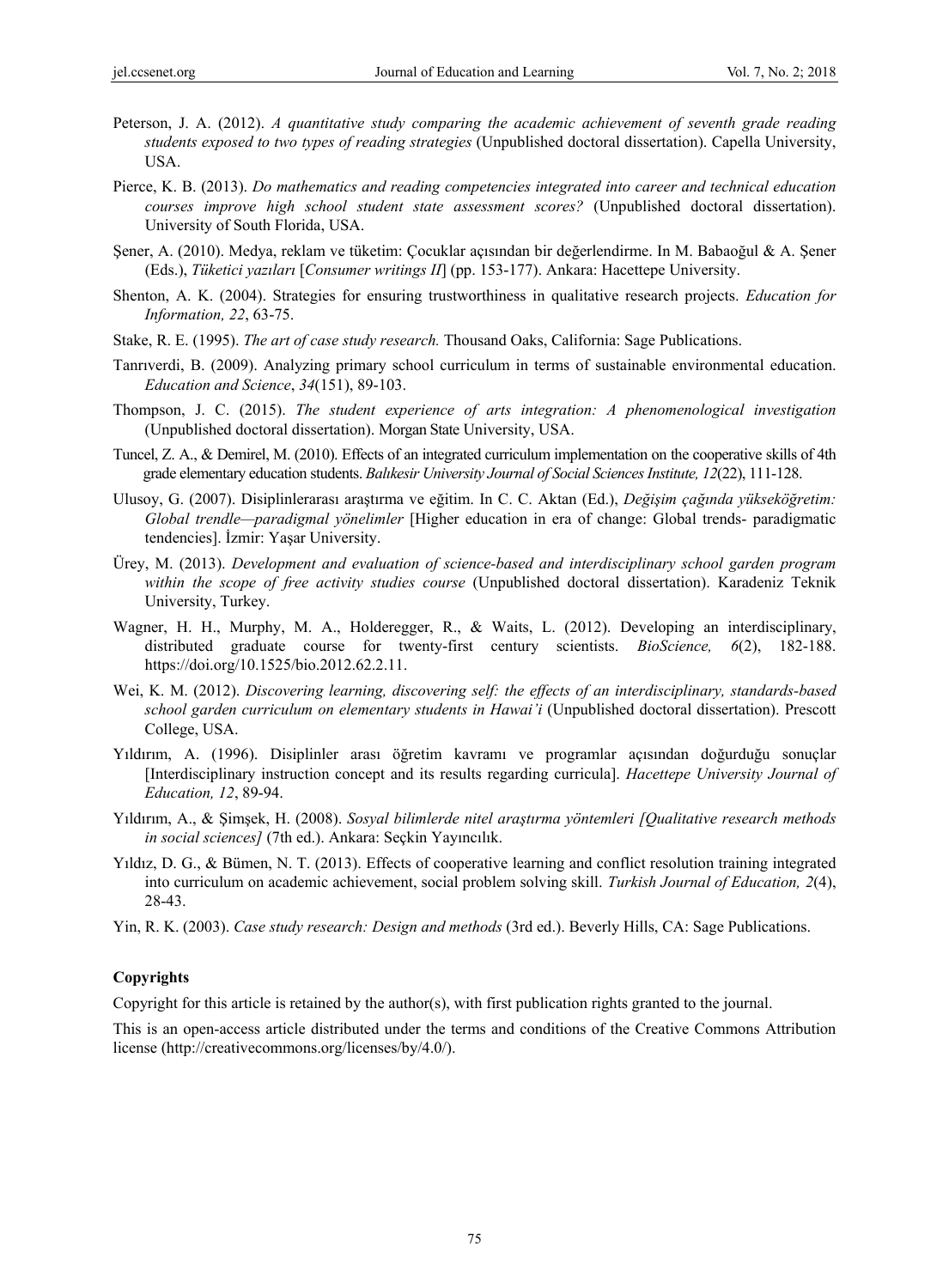Peterson, J. A. (2012). *A quantitative study comparing the academic achievement of seventh grade reading students exposed to two types of reading strategies* (Unpublished doctoral dissertation). Capella University, USA.

Pierce, K. B. (2013). *Do mathematics and reading competencies integrated into career and technical education courses improve high school student state assessment scores?* (Unpublished doctoral dissertation). University of South Florida, USA.

Şener, A. (2010). Medya, reklam ve tüketim: Çocuklar açısından bir değerlendirme. In M. Babaoğul & A. Şener (Eds.), *Tüketici yazıları* [*Consumer writings II*] (pp. 153-177). Ankara: Hacettepe University.

Shenton, A. K. (2004). Strategies for ensuring trustworthiness in qualitative research projects. *Education for Information, 22*, 63-75.

Stake, R. E. (1995). *The art of case study research.* Thousand Oaks, California: Sage Publications.

Tanrıverdi, B. (2009). Analyzing primary school curriculum in terms of sustainable environmental education. *Education and Science*, *34*(151), 89-103.

Thompson, J. C. (2015). *The student experience of arts integration: A phenomenological investigation* (Unpublished doctoral dissertation). Morgan State University, USA.

Tuncel, Z. A., & Demirel, M. (2010). Effects of an integrated curriculum implementation on the cooperative skills of 4th grade elementary education students. *Balıkesir University Journal of Social Sciences Institute, 12*(22), 111-128.

Ulusoy, G. (2007). Disiplinlerarası araştırma ve eğitim. In C. C. Aktan (Ed.), *Değişim çağında yükseköğretim: Global trendle—paradigmal yönelimler* [Higher education in era of change: Global trends- paradigmatic tendencies]. İzmir: Yaşar University.

Ürey, M. (2013). *Development and evaluation of science-based and interdisciplinary school garden program within the scope of free activity studies course* (Unpublished doctoral dissertation). Karadeniz Teknik University, Turkey.

Wagner, H. H., Murphy, M. A., Holderegger, R., & Waits, L. (2012). Developing an interdisciplinary, distributed graduate course for twenty-first century scientists. *BioScience, 6*(2), 182-188. https://doi.org/10.1525/bio.2012.62.2.11.

Wei, K. M. (2012). *Discovering learning, discovering self: the effects of an interdisciplinary, standards-based school garden curriculum on elementary students in Hawai'i* (Unpublished doctoral dissertation). Prescott College, USA.

Yıldırım, A. (1996). Disiplinler arası öğretim kavramı ve programlar açısından doğurduğu sonuçlar [Interdisciplinary instruction concept and its results regarding curricula]. *Hacettepe University Journal of Education, 12*, 89-94.

Yıldırım, A., & Şimşek, H. (2008). *Sosyal bilimlerde nitel araştırma yöntemleri [Qualitative research methods in social sciences]* (7th ed.). Ankara: Seçkin Yayıncılık.

Yıldız, D. G., & Bümen, N. T. (2013). Effects of cooperative learning and conflict resolution training integrated into curriculum on academic achievement, social problem solving skill. *Turkish Journal of Education, 2*(4), 28-43.

Yin, R. K. (2003). *Case study research: Design and methods* (3rd ed.). Beverly Hills, CA: Sage Publications.

**Copyrights**

Copyright for this article is retained by the author(s), with first publication rights granted to the journal.

This is an open-access article distributed under the terms and conditions of the Creative Commons Attribution license (http://creativecommons.org/licenses/by/4.0/).